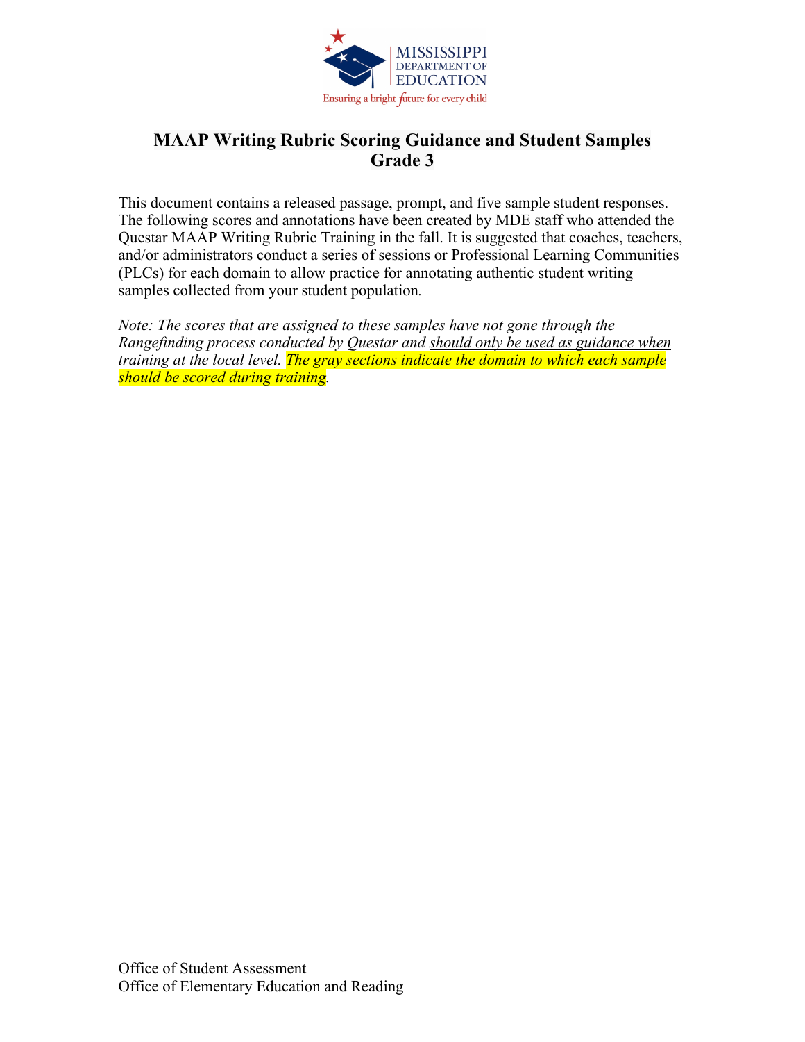# MAAP Writing Rubric Scoring Guidance and Student Samples
## Grade 3

This document contains a released passage, prompt, and five sample student responses. The following scores and annotations have been created by MDE staff who attended the Questar MAAP Writing Rubric Training in the fall. It is suggested that coaches, teachers, and/or administrators conduct a series of sessions or Professional Learning Communities (PLCs) for each domain to allow practice for annotating authentic student writing samples collected from your student population.

*Note: The scores that are assigned to these samples have not gone through the Rangefinding process conducted by Questar and <u>should only be used as guidance when training at the local level</u>. The gray sections indicate the domain to which each sample should be scored during training.*

Office of Student Assessment
Office of Elementary Education and Reading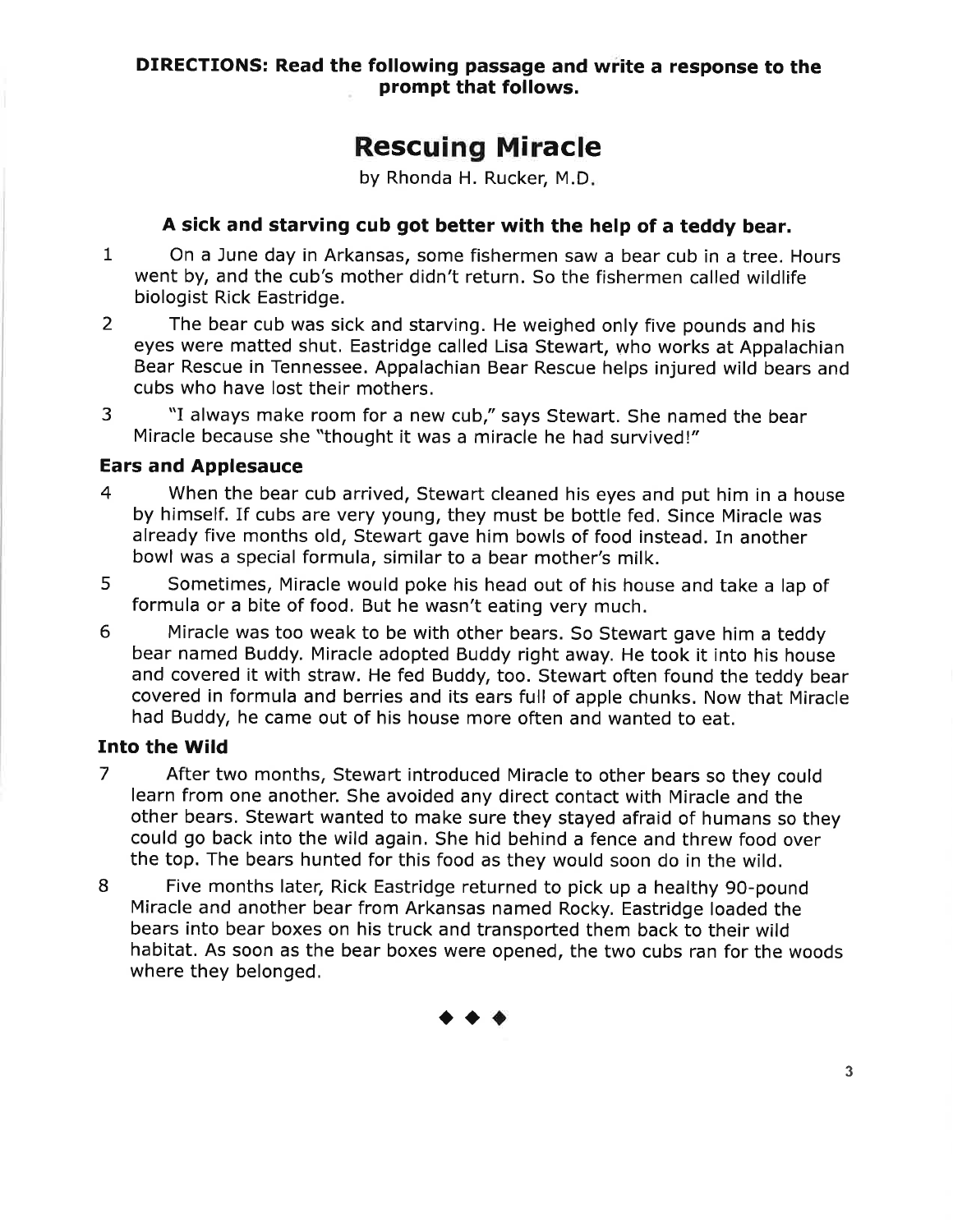**DIRECTIONS: Read the following passage and write a response to the prompt that follows.**

# Rescuing Miracle

by Rhonda H. Rucker, M.D.

### A sick and starving cub got better with the help of a teddy bear.

1 On a June day in Arkansas, some fishermen saw a bear cub in a tree. Hours went by, and the cub's mother didn't return. So the fishermen called wildlife biologist Rick Eastridge.

2 The bear cub was sick and starving. He weighed only five pounds and his eyes were matted shut. Eastridge called Lisa Stewart, who works at Appalachian Bear Rescue in Tennessee. Appalachian Bear Rescue helps injured wild bears and cubs who have lost their mothers.

3 "I always make room for a new cub," says Stewart. She named the bear Miracle because she "thought it was a miracle he had survived!"

**Ears and Applesauce**

4 When the bear cub arrived, Stewart cleaned his eyes and put him in a house by himself. If cubs are very young, they must be bottle fed. Since Miracle was already five months old, Stewart gave him bowls of food instead. In another bowl was a special formula, similar to a bear mother's milk.

5 Sometimes, Miracle would poke his head out of his house and take a lap of formula or a bite of food. But he wasn't eating very much.

6 Miracle was too weak to be with other bears. So Stewart gave him a teddy bear named Buddy. Miracle adopted Buddy right away. He took it into his house and covered it with straw. He fed Buddy, too. Stewart often found the teddy bear covered in formula and berries and its ears full of apple chunks. Now that Miracle had Buddy, he came out of his house more often and wanted to eat.

**Into the Wild**

7 After two months, Stewart introduced Miracle to other bears so they could learn from one another. She avoided any direct contact with Miracle and the other bears. Stewart wanted to make sure they stayed afraid of humans so they could go back into the wild again. She hid behind a fence and threw food over the top. The bears hunted for this food as they would soon do in the wild.

8 Five months later, Rick Eastridge returned to pick up a healthy 90-pound Miracle and another bear from Arkansas named Rocky. Eastridge loaded the bears into bear boxes on his truck and transported them back to their wild habitat. As soon as the bear boxes were opened, the two cubs ran for the woods where they belonged.

◆ ◆ ◆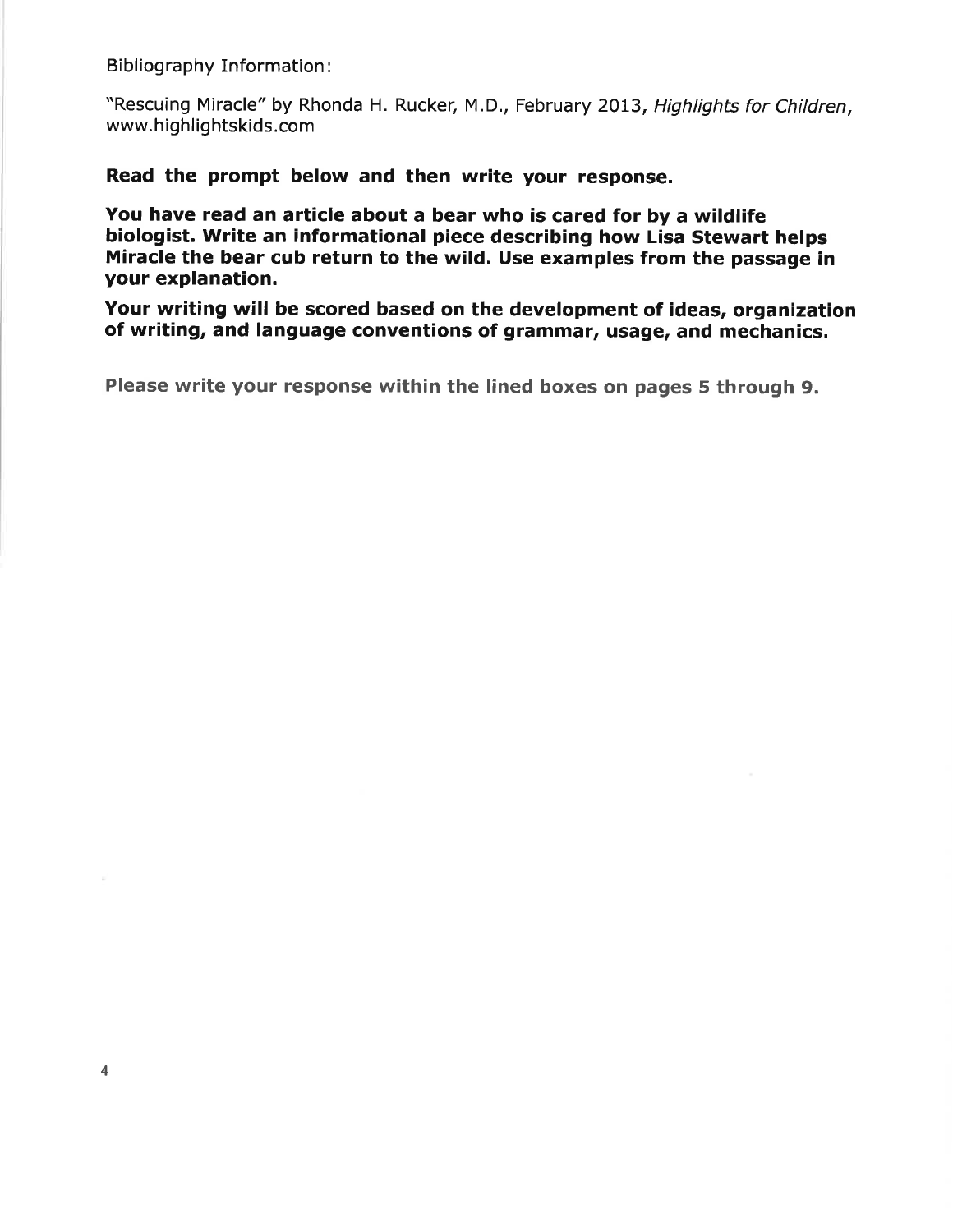Bibliography Information:

"Rescuing Miracle" by Rhonda H. Rucker, M.D., February 2013, *Highlights for Children*, www.highlightskids.com

**Read the prompt below and then write your response.**

**You have read an article about a bear who is cared for by a wildlife biologist. Write an informational piece describing how Lisa Stewart helps Miracle the bear cub return to the wild. Use examples from the passage in your explanation.**

**Your writing will be scored based on the development of ideas, organization of writing, and language conventions of grammar, usage, and mechanics.**

**Please write your response within the lined boxes on pages 5 through 9.**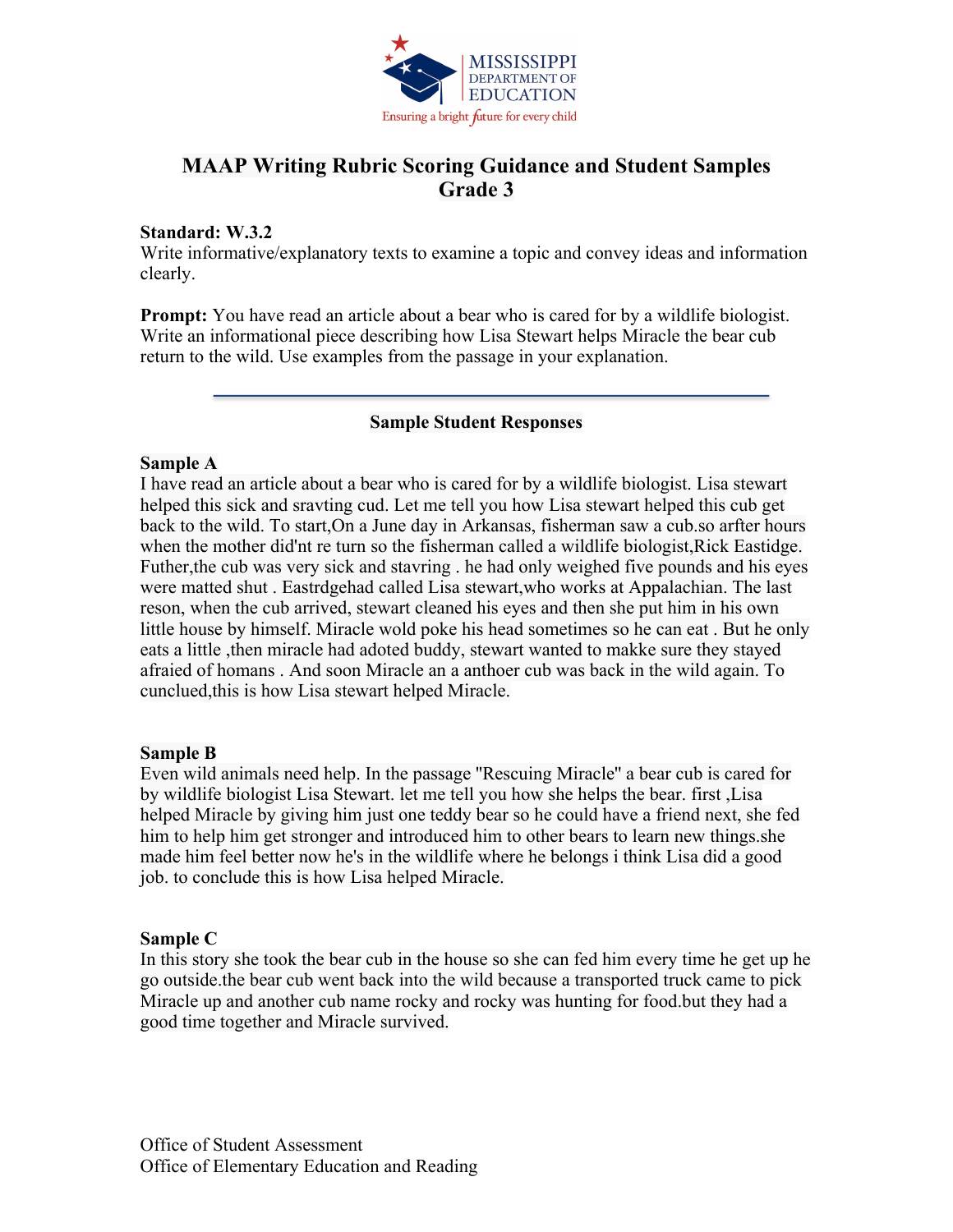MISSISSIPPI DEPARTMENT OF EDUCATION
Ensuring a bright future for every child

# MAAP Writing Rubric Scoring Guidance and Student Samples Grade 3

**Standard: W.3.2**
Write informative/explanatory texts to examine a topic and convey ideas and information clearly.

**Prompt:** You have read an article about a bear who is cared for by a wildlife biologist. Write an informational piece describing how Lisa Stewart helps Miracle the bear cub return to the wild. Use examples from the passage in your explanation.

---

### Sample Student Responses

**Sample A**
I have read an article about a bear who is cared for by a wildlife biologist. Lisa stewart helped this sick and sravting cud. Let me tell you how Lisa stewart helped this cub get back to the wild. To start,On a June day in Arkansas, fisherman saw a cub.so arfter hours when the mother did'nt re turn so the fisherman called a wildlife biologist,Rick Eastidge. Futher,the cub was very sick and stavring . he had only weighed five pounds and his eyes were matted shut . Eastrdgehad called Lisa stewart,who works at Appalachian. The last reson, when the cub arrived, stewart cleaned his eyes and then she put him in his own little house by himself. Miracle wold poke his head sometimes so he can eat . But he only eats a little ,then miracle had adoted buddy, stewart wanted to makke sure they stayed afraied of homans . And soon Miracle an a anthoer cub was back in the wild again. To cunclued,this is how Lisa stewart helped Miracle.

**Sample B**
Even wild animals need help. In the passage "Rescuing Miracle" a bear cub is cared for by wildlife biologist Lisa Stewart. let me tell you how she helps the bear. first ,Lisa helped Miracle by giving him just one teddy bear so he could have a friend next, she fed him to help him get stronger and introduced him to other bears to learn new things.she made him feel better now he's in the wildlife where he belongs i think Lisa did a good job. to conclude this is how Lisa helped Miracle.

**Sample C**
In this story she took the bear cub in the house so she can fed him every time he get up he go outside.the bear cub went back into the wild because a transported truck came to pick Miracle up and another cub name rocky and rocky was hunting for food.but they had a good time together and Miracle survived.

Office of Student Assessment
Office of Elementary Education and Reading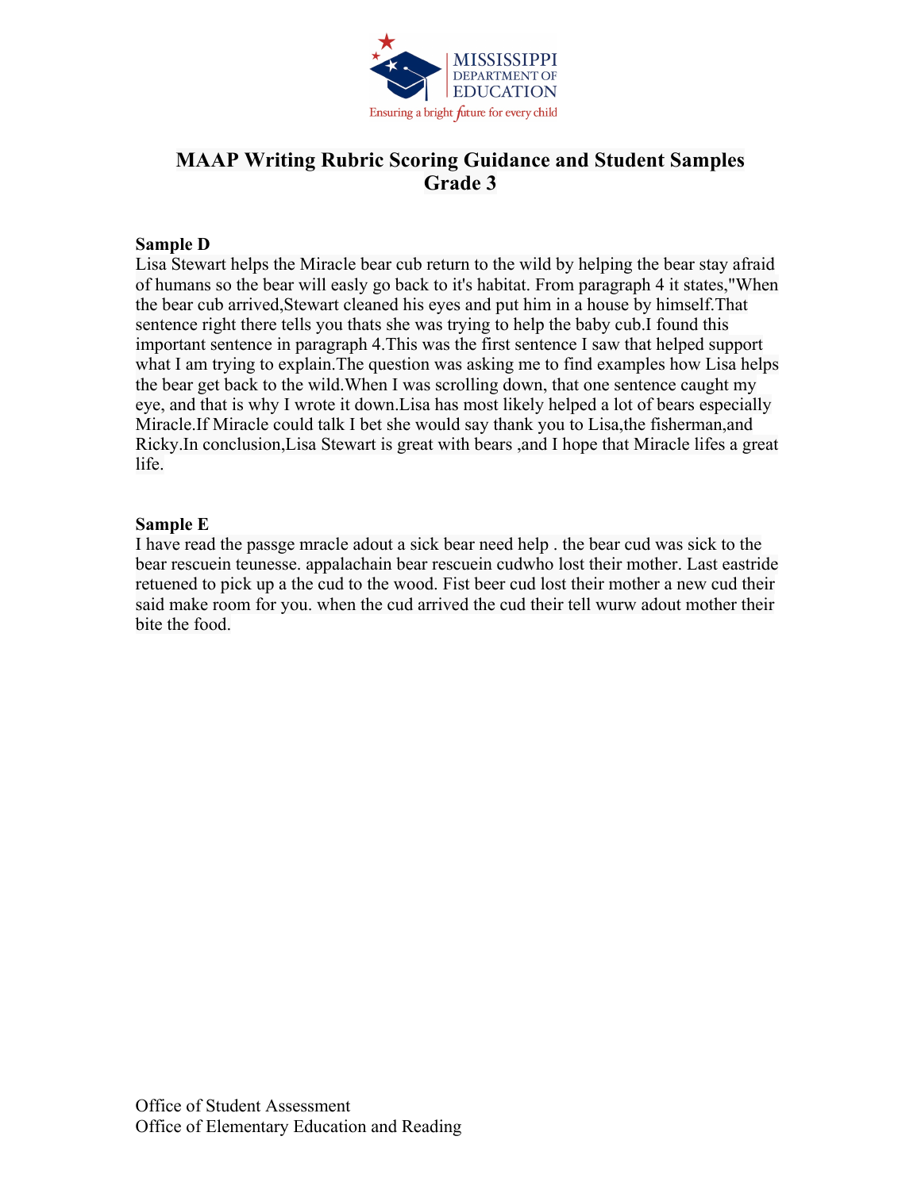# MAAP Writing Rubric Scoring Guidance and Student Samples
## Grade 3

**Sample D**

Lisa Stewart helps the Miracle bear cub return to the wild by helping the bear stay afraid of humans so the bear will easly go back to it's habitat. From paragraph 4 it states,"When the bear cub arrived,Stewart cleaned his eyes and put him in a house by himself.That sentence right there tells you thats she was trying to help the baby cub.I found this important sentence in paragraph 4.This was the first sentence I saw that helped support what I am trying to explain.The question was asking me to find examples how Lisa helps the bear get back to the wild.When I was scrolling down, that one sentence caught my eye, and that is why I wrote it down.Lisa has most likely helped a lot of bears especially Miracle.If Miracle could talk I bet she would say thank you to Lisa,the fisherman,and Ricky.In conclusion,Lisa Stewart is great with bears ,and I hope that Miracle lifes a great life.

**Sample E**

I have read the passge mracle adout a sick bear need help . the bear cud was sick to the bear rescuein teunesse. appalachain bear rescuein cudwho lost their mother. Last eastride retuened to pick up a the cud to the wood. Fist beer cud lost their mother a new cud their said make room for you. when the cud arrived the cud their tell wurw adout mother their bite the food.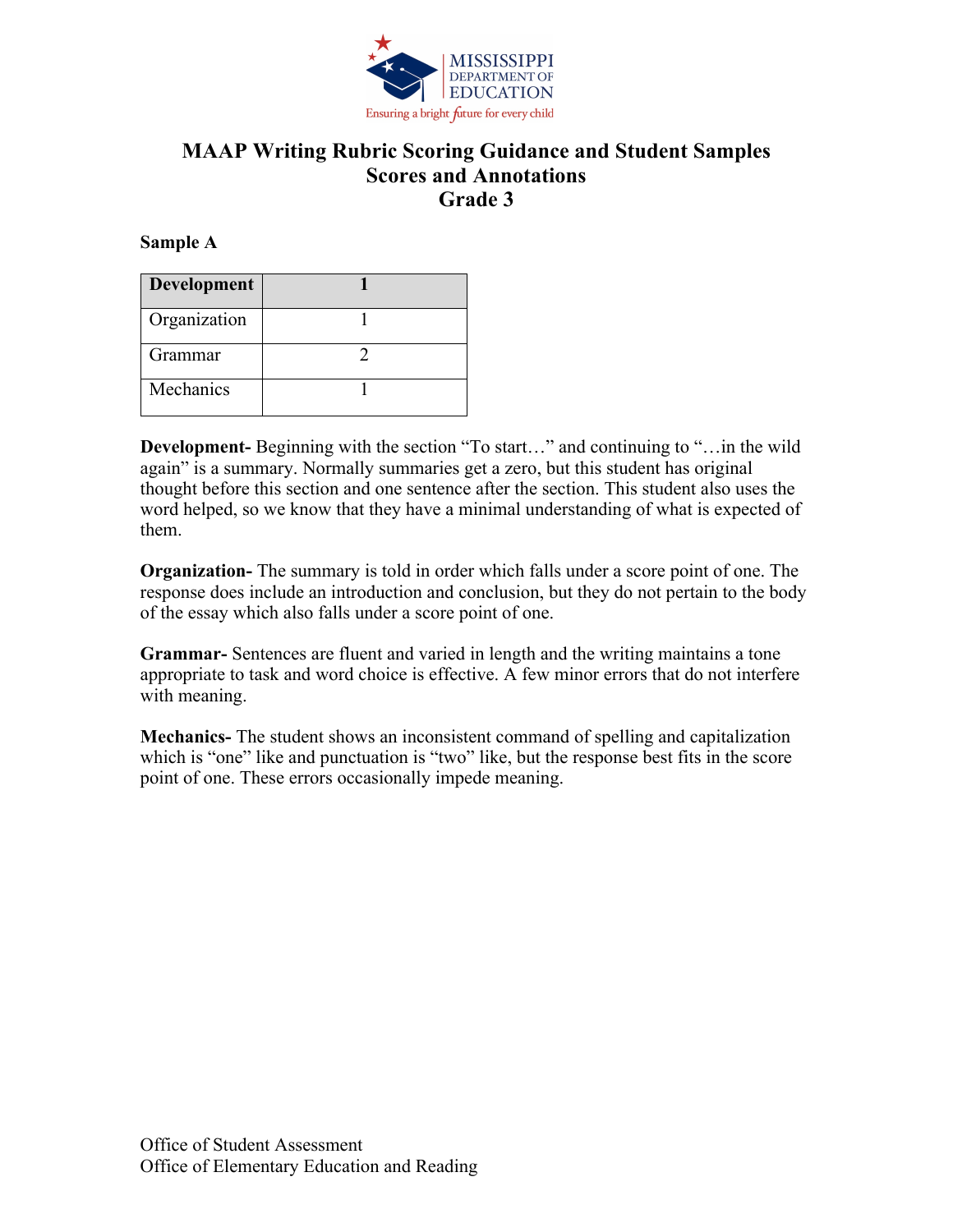# MAAP Writing Rubric Scoring Guidance and Student Samples
## Scores and Annotations
## Grade 3

**Sample A**

| **Development** | **1** |
|---|---|
| Organization | 1 |
| Grammar | 2 |
| Mechanics | 1 |

**Development-** Beginning with the section "To start…" and continuing to "…in the wild again" is a summary. Normally summaries get a zero, but this student has original thought before this section and one sentence after the section. This student also uses the word helped, so we know that they have a minimal understanding of what is expected of them.

**Organization-** The summary is told in order which falls under a score point of one. The response does include an introduction and conclusion, but they do not pertain to the body of the essay which also falls under a score point of one.

**Grammar-** Sentences are fluent and varied in length and the writing maintains a tone appropriate to task and word choice is effective. A few minor errors that do not interfere with meaning.

**Mechanics-** The student shows an inconsistent command of spelling and capitalization which is "one" like and punctuation is "two" like, but the response best fits in the score point of one. These errors occasionally impede meaning.

Office of Student Assessment
Office of Elementary Education and Reading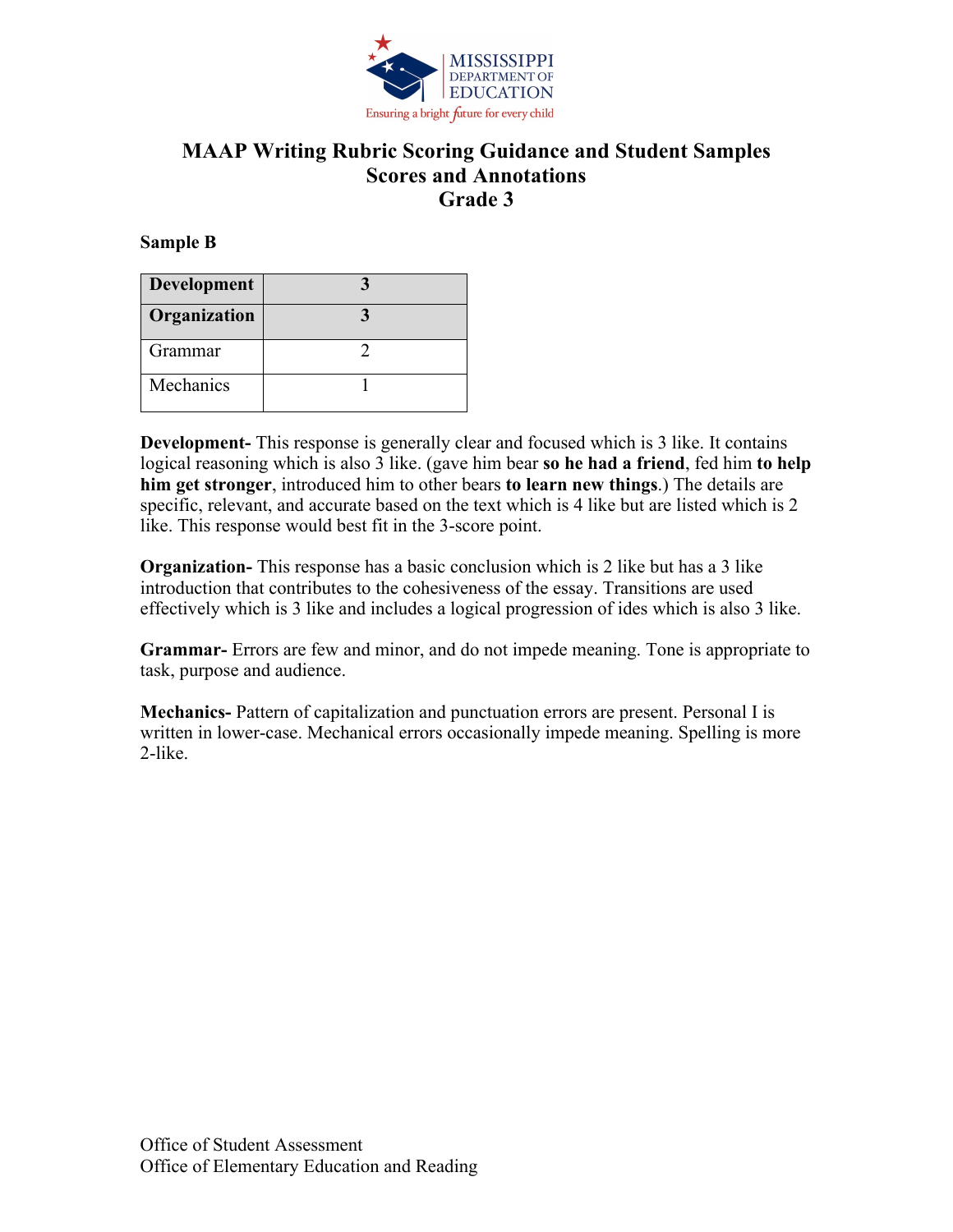MISSISSIPPI DEPARTMENT OF EDUCATION
Ensuring a bright future for every child

# MAAP Writing Rubric Scoring Guidance and Student Samples
## Scores and Annotations
## Grade 3

**Sample B**

| **Development** | **3** |
|---|---|
| **Organization** | **3** |
| Grammar | 2 |
| Mechanics | 1 |

**Development-** This response is generally clear and focused which is 3 like. It contains logical reasoning which is also 3 like. (gave him bear **so he had a friend**, fed him **to help him get stronger**, introduced him to other bears **to learn new things**.) The details are specific, relevant, and accurate based on the text which is 4 like but are listed which is 2 like. This response would best fit in the 3-score point.

**Organization-** This response has a basic conclusion which is 2 like but has a 3 like introduction that contributes to the cohesiveness of the essay. Transitions are used effectively which is 3 like and includes a logical progression of ides which is also 3 like.

**Grammar-** Errors are few and minor, and do not impede meaning. Tone is appropriate to task, purpose and audience.

**Mechanics-** Pattern of capitalization and punctuation errors are present. Personal I is written in lower-case. Mechanical errors occasionally impede meaning. Spelling is more 2-like.

Office of Student Assessment
Office of Elementary Education and Reading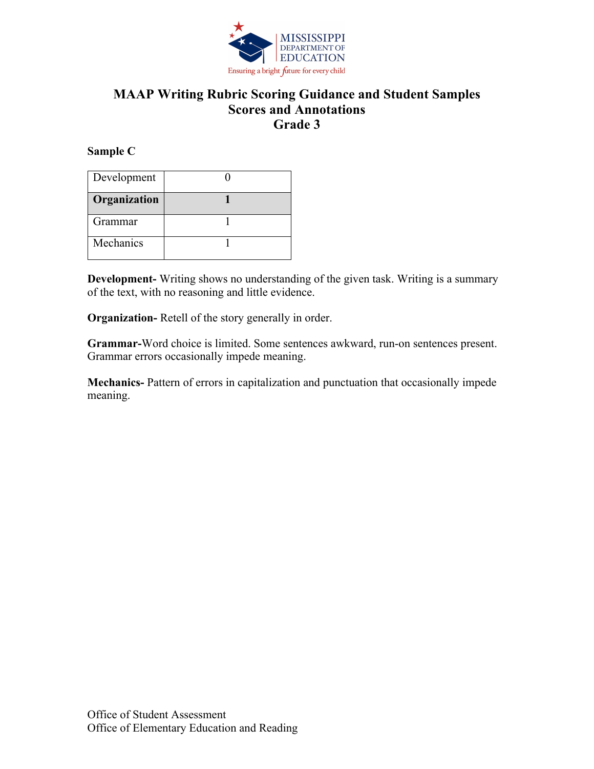# MAAP Writing Rubric Scoring Guidance and Student Samples
## Scores and Annotations
## Grade 3

**Sample C**

| Development | 0 |
|---|---|
| **Organization** | **1** |
| Grammar | 1 |
| Mechanics | 1 |

**Development-** Writing shows no understanding of the given task. Writing is a summary of the text, with no reasoning and little evidence.

**Organization-** Retell of the story generally in order.

**Grammar-**Word choice is limited. Some sentences awkward, run-on sentences present. Grammar errors occasionally impede meaning.

**Mechanics-** Pattern of errors in capitalization and punctuation that occasionally impede meaning.

Office of Student Assessment
Office of Elementary Education and Reading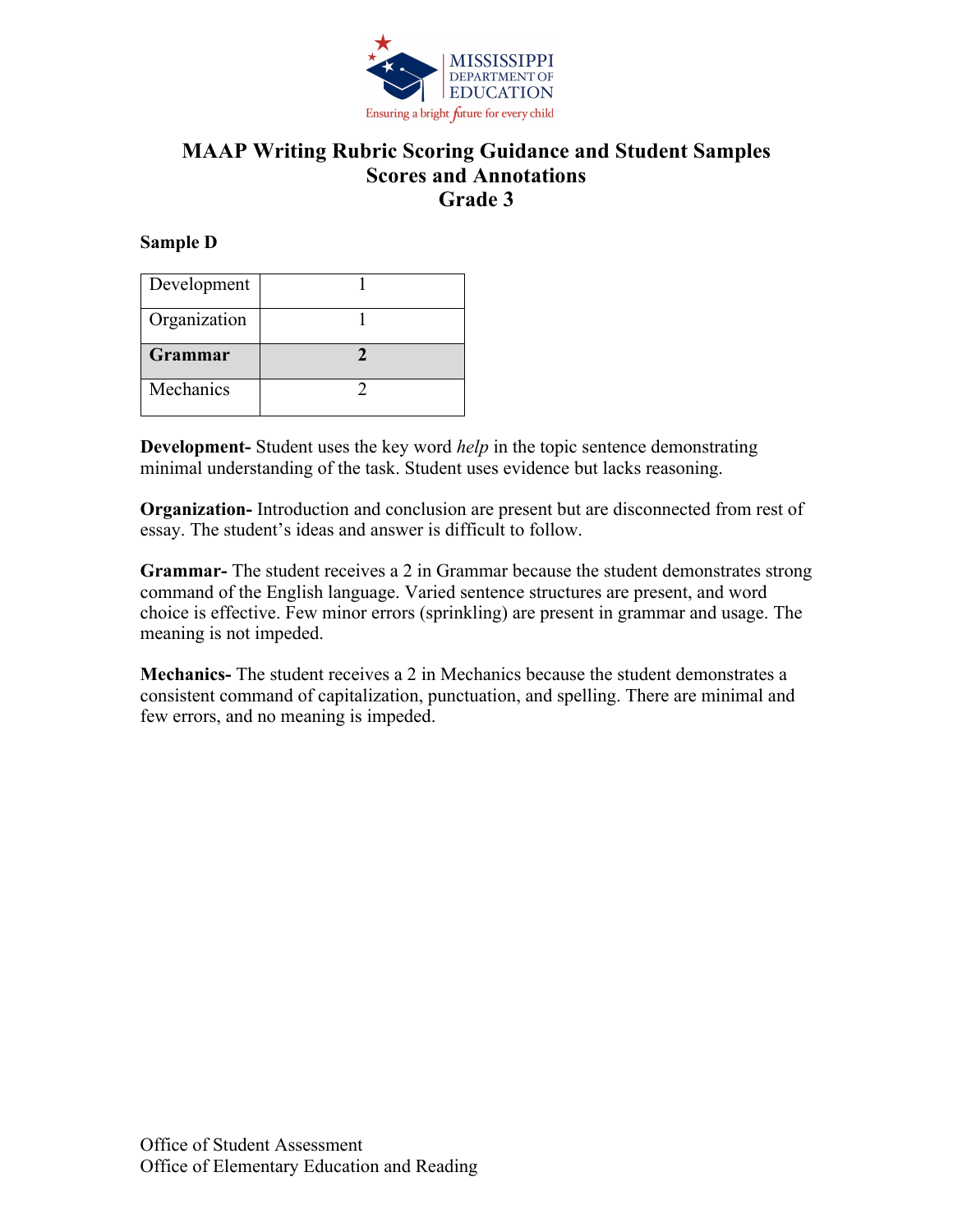# MAAP Writing Rubric Scoring Guidance and Student Samples
## Scores and Annotations
## Grade 3

**Sample D**

| Development | 1 |
|---|---|
| Organization | 1 |
| **Grammar** | **2** |
| Mechanics | 2 |

**Development-** Student uses the key word *help* in the topic sentence demonstrating minimal understanding of the task. Student uses evidence but lacks reasoning.

**Organization-** Introduction and conclusion are present but are disconnected from rest of essay. The student's ideas and answer is difficult to follow.

**Grammar-** The student receives a 2 in Grammar because the student demonstrates strong command of the English language. Varied sentence structures are present, and word choice is effective. Few minor errors (sprinkling) are present in grammar and usage. The meaning is not impeded.

**Mechanics-** The student receives a 2 in Mechanics because the student demonstrates a consistent command of capitalization, punctuation, and spelling. There are minimal and few errors, and no meaning is impeded.

Office of Student Assessment
Office of Elementary Education and Reading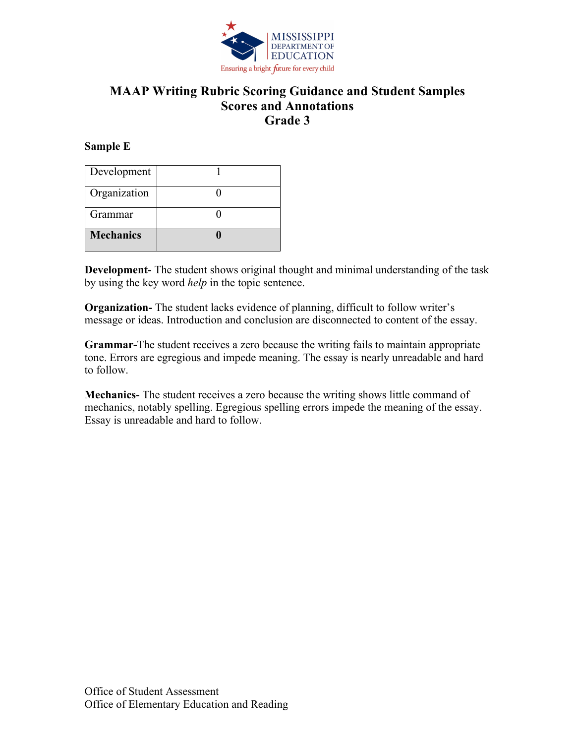MISSISSIPPI DEPARTMENT OF EDUCATION

Ensuring a bright future for every child

# MAAP Writing Rubric Scoring Guidance and Student Samples
## Scores and Annotations
## Grade 3

**Sample E**

| | |
|---|---|
| Development | 1 |
| Organization | 0 |
| Grammar | 0 |
| **Mechanics** | **0** |

**Development-** The student shows original thought and minimal understanding of the task by using the key word *help* in the topic sentence.

**Organization-** The student lacks evidence of planning, difficult to follow writer's message or ideas. Introduction and conclusion are disconnected to content of the essay.

**Grammar-**The student receives a zero because the writing fails to maintain appropriate tone. Errors are egregious and impede meaning. The essay is nearly unreadable and hard to follow.

**Mechanics-** The student receives a zero because the writing shows little command of mechanics, notably spelling. Egregious spelling errors impede the meaning of the essay. Essay is unreadable and hard to follow.

Office of Student Assessment
Office of Elementary Education and Reading